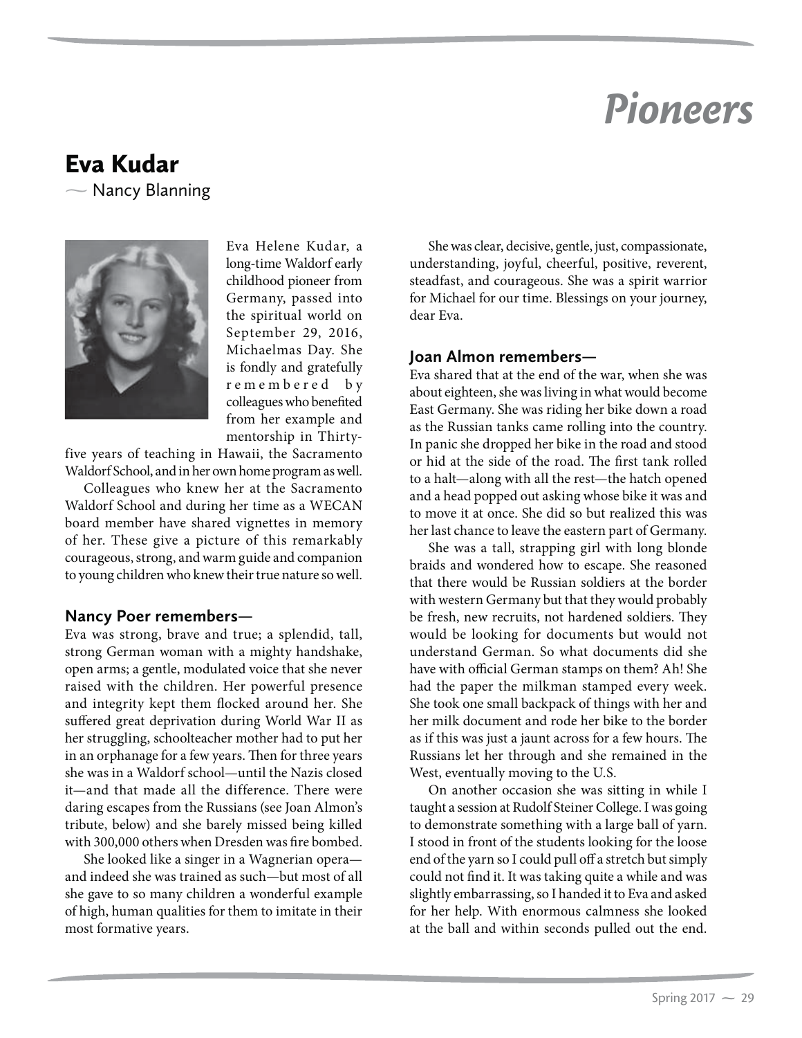# Pioneers

## Eva Kudar

— Nancy Blanning

Eva Helene Kudar, a long-time Waldorf early childhood pioneer from Germany, passed into the spiritual world on September 29, 2016, Michaelmas Day. She is fondly and gratefully remembered by colleagues who benefited from her example and mentorship in Thirty-five years of teaching in Hawaii, the Sacramento Waldorf School, and in her own home program as well.

Colleagues who knew her at the Sacramento Waldorf School and during her time as a WECAN board member have shared vignettes in memory of her. These give a picture of this remarkably courageous, strong, and warm guide and companion to young children who knew their true nature so well.

### Nancy Poer remembers—

Eva was strong, brave and true; a splendid, tall, strong German woman with a mighty handshake, open arms; a gentle, modulated voice that she never raised with the children. Her powerful presence and integrity kept them flocked around her. She suffered great deprivation during World War II as her struggling, schoolteacher mother had to put her in an orphanage for a few years. Then for three years she was in a Waldorf school—until the Nazis closed it—and that made all the difference. There were daring escapes from the Russians (see Joan Almon's tribute, below) and she barely missed being killed with 300,000 others when Dresden was fire bombed.

She looked like a singer in a Wagnerian opera—and indeed she was trained as such—but most of all she gave to so many children a wonderful example of high, human qualities for them to imitate in their most formative years.

She was clear, decisive, gentle, just, compassionate, understanding, joyful, cheerful, positive, reverent, steadfast, and courageous. She was a spirit warrior for Michael for our time. Blessings on your journey, dear Eva.

### Joan Almon remembers—

Eva shared that at the end of the war, when she was about eighteen, she was living in what would become East Germany. She was riding her bike down a road as the Russian tanks came rolling into the country. In panic she dropped her bike in the road and stood or hid at the side of the road. The first tank rolled to a halt—along with all the rest—the hatch opened and a head popped out asking whose bike it was and to move it at once. She did so but realized this was her last chance to leave the eastern part of Germany.

She was a tall, strapping girl with long blonde braids and wondered how to escape. She reasoned that there would be Russian soldiers at the border with western Germany but that they would probably be fresh, new recruits, not hardened soldiers. They would be looking for documents but would not understand German. So what documents did she have with official German stamps on them? Ah! She had the paper the milkman stamped every week. She took one small backpack of things with her and her milk document and rode her bike to the border as if this was just a jaunt across for a few hours. The Russians let her through and she remained in the West, eventually moving to the U.S.

On another occasion she was sitting in while I taught a session at Rudolf Steiner College. I was going to demonstrate something with a large ball of yarn. I stood in front of the students looking for the loose end of the yarn so I could pull off a stretch but simply could not find it. It was taking quite a while and was slightly embarrassing, so I handed it to Eva and asked for her help. With enormous calmness she looked at the ball and within seconds pulled out the end.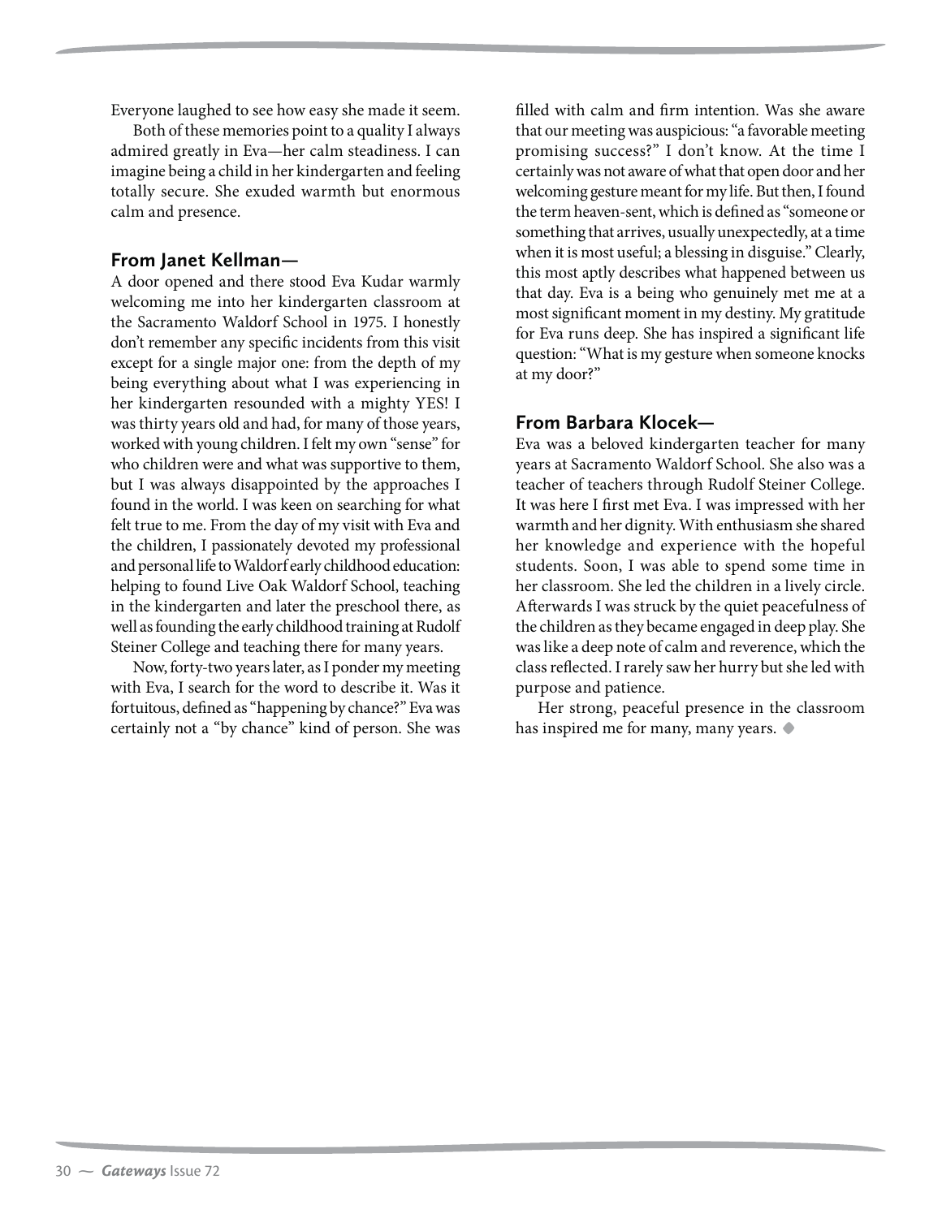Everyone laughed to see how easy she made it seem.

Both of these memories point to a quality I always admired greatly in Eva—her calm steadiness. I can imagine being a child in her kindergarten and feeling totally secure. She exuded warmth but enormous calm and presence.

### From Janet Kellman—

A door opened and there stood Eva Kudar warmly welcoming me into her kindergarten classroom at the Sacramento Waldorf School in 1975. I honestly don't remember any specific incidents from this visit except for a single major one: from the depth of my being everything about what I was experiencing in her kindergarten resounded with a mighty YES! I was thirty years old and had, for many of those years, worked with young children. I felt my own "sense" for who children were and what was supportive to them, but I was always disappointed by the approaches I found in the world. I was keen on searching for what felt true to me. From the day of my visit with Eva and the children, I passionately devoted my professional and personal life to Waldorf early childhood education: helping to found Live Oak Waldorf School, teaching in the kindergarten and later the preschool there, as well as founding the early childhood training at Rudolf Steiner College and teaching there for many years.

Now, forty-two years later, as I ponder my meeting with Eva, I search for the word to describe it. Was it fortuitous, defined as "happening by chance?" Eva was certainly not a "by chance" kind of person. She was filled with calm and firm intention. Was she aware that our meeting was auspicious: "a favorable meeting promising success?" I don't know. At the time I certainly was not aware of what that open door and her welcoming gesture meant for my life. But then, I found the term heaven-sent, which is defined as "someone or something that arrives, usually unexpectedly, at a time when it is most useful; a blessing in disguise." Clearly, this most aptly describes what happened between us that day. Eva is a being who genuinely met me at a most significant moment in my destiny. My gratitude for Eva runs deep. She has inspired a significant life question: "What is my gesture when someone knocks at my door?"

### From Barbara Klocek—

Eva was a beloved kindergarten teacher for many years at Sacramento Waldorf School. She also was a teacher of teachers through Rudolf Steiner College. It was here I first met Eva. I was impressed with her warmth and her dignity. With enthusiasm she shared her knowledge and experience with the hopeful students. Soon, I was able to spend some time in her classroom. She led the children in a lively circle. Afterwards I was struck by the quiet peacefulness of the children as they became engaged in deep play. She was like a deep note of calm and reverence, which the class reflected. I rarely saw her hurry but she led with purpose and patience.

Her strong, peaceful presence in the classroom has inspired me for many, many years. ◆